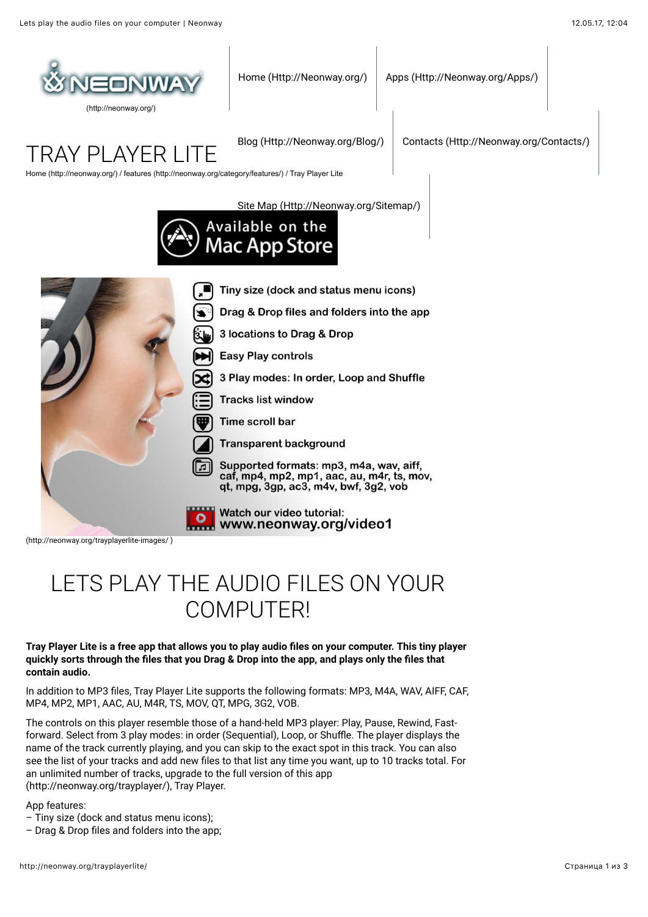(http://neonway.org/)

Home (Http://Neonway.org/) | Apps (Http://Neonway.org/Apps/) | Blog (Http://Neonway.org/Blog/) | Contacts (Http://Neonway.org/Contacts/) | Site Map (Http://Neonway.org/Sitemap/)

# TRAY PLAYER LITE

Home (http://neonway.org/) / features (http://neonway.org/category/features/) / Tray Player Lite

Available on the Mac App Store

- Tiny size (dock and status menu icons)
- Drag & Drop files and folders into the app
- 3 locations to Drag & Drop
- Easy Play controls
- 3 Play modes: In order, Loop and Shuffle
- Tracks list window
- Time scroll bar
- Transparent background
- Supported formats: mp3, m4a, wav, aiff, caf, mp4, mp2, mp1, aac, au, m4r, ts, mov, qt, mpg, 3gp, ac3, m4v, bwf, 3g2, vob

Watch our video tutorial: www.neonway.org/video1

(http://neonway.org/trayplayerlite-images/ )

# LETS PLAY THE AUDIO FILES ON YOUR COMPUTER!

**Tray Player Lite is a free app that allows you to play audio files on your computer. This tiny player quickly sorts through the files that you Drag & Drop into the app, and plays only the files that contain audio.**

In addition to MP3 files, Tray Player Lite supports the following formats: MP3, M4A, WAV, AIFF, CAF, MP4, MP2, MP1, AAC, AU, M4R, TS, MOV, QT, MPG, 3G2, VOB.

The controls on this player resemble those of a hand-held MP3 player: Play, Pause, Rewind, Fast-forward. Select from 3 play modes: in order (Sequential), Loop, or Shuffle. The player displays the name of the track currently playing, and you can skip to the exact spot in this track. You can also see the list of your tracks and add new files to that list any time you want, up to 10 tracks total. For an unlimited number of tracks, upgrade to the full version of this app (http://neonway.org/trayplayer/), Tray Player.

App features:
– Tiny size (dock and status menu icons);
– Drag & Drop files and folders into the app;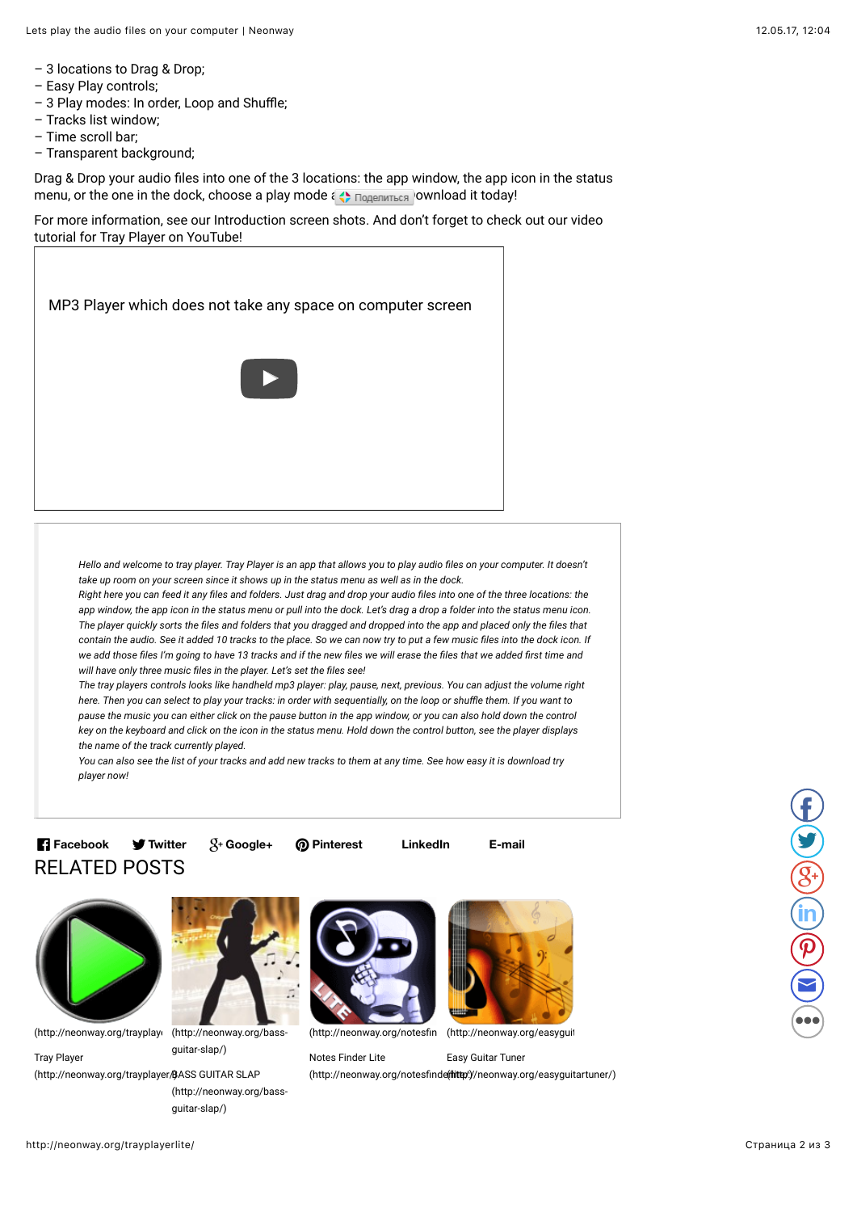– 3 locations to Drag & Drop;
– Easy Play controls;
– 3 Play modes: In order, Loop and Shuffle;
– Tracks list window;
– Time scroll bar;
– Transparent background;

Drag & Drop your audio files into one of the 3 locations: the app window, the app icon in the status menu, or the one in the dock, choose a play mode a Поделиться ownload it today!

For more information, see our Introduction screen shots. And don't forget to check out our video tutorial for Tray Player on YouTube!

MP3 Player which does not take any space on computer screen

*Hello and welcome to tray player. Tray Player is an app that allows you to play audio files on your computer. It doesn't take up room on your screen since it shows up in the status menu as well as in the dock.*
*Right here you can feed it any files and folders. Just drag and drop your audio files into one of the three locations: the app window, the app icon in the status menu or pull into the dock. Let's drag a drop a folder into the status menu icon. The player quickly sorts the files and folders that you dragged and dropped into the app and placed only the files that contain the audio. See it added 10 tracks to the place. So we can now try to put a few music files into the dock icon. If we add those files I'm going to have 13 tracks and if the new files we will erase the files that we added first time and will have only three music files in the player. Let's set the files see!*
*The tray players controls looks like handheld mp3 player: play, pause, next, previous. You can adjust the volume right here. Then you can select to play your tracks: in order with sequentially, on the loop or shuffle them. If you want to pause the music you can either click on the pause button in the app window, or you can also hold down the control key on the keyboard and click on the icon in the status menu. Hold down the control button, see the player displays the name of the track currently played.*
*You can also see the list of your tracks and add new tracks to them at any time. See how easy it is download try player now!*

Facebook Twitter Google+ Pinterest LinkedIn E-mail

## RELATED POSTS

(http://neonway.org/trayplay

Tray Player
(http://neonway.org/trayplayer/)

(http://neonway.org/bass-guitar-slap/)

BASS GUITAR SLAP
(http://neonway.org/bass-guitar-slap/)

(http://neonway.org/notesfin

Notes Finder Lite
(http://neonway.org/notesfinde

(http://neonway.org/easyguit

Easy Guitar Tuner
(http://neonway.org/easyguitartuner/)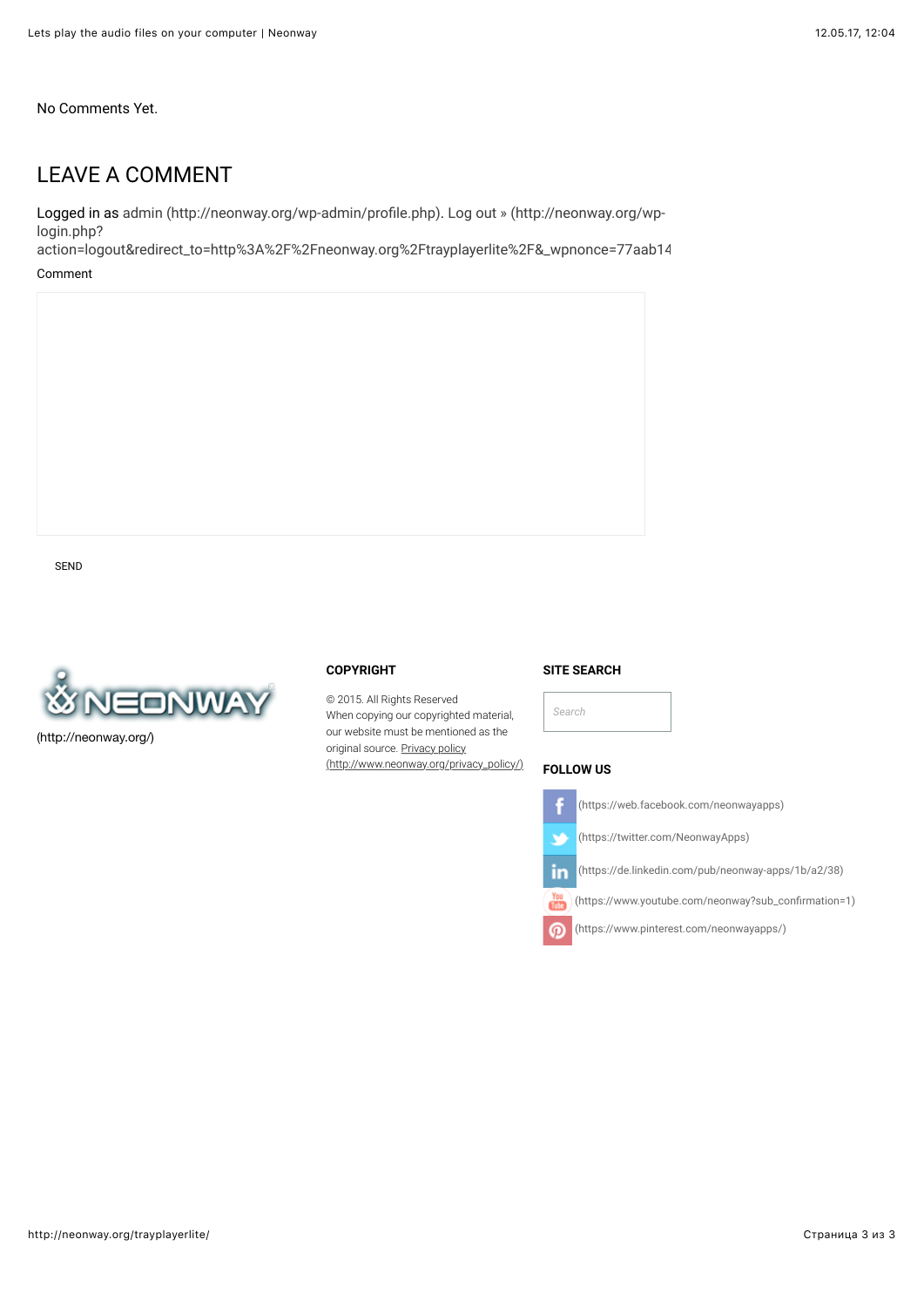No Comments Yet.

## LEAVE A COMMENT

Logged in as admin (http://neonway.org/wp-admin/profile.php). Log out » (http://neonway.org/wp-login.php?action=logout&redirect_to=http%3A%2F%2Fneonway.org%2Ftrayplayerlite%2F&_wpnonce=77aab14

Comment

SEND

(http://neonway.org/)

**COPYRIGHT**

© 2015. All Rights Reserved
When copying our copyrighted material, our website must be mentioned as the original source. Privacy policy (http://www.neonway.org/privacy_policy/)

**SITE SEARCH**

Search

**FOLLOW US**

(https://web.facebook.com/neonwayapps)
(https://twitter.com/NeonwayApps)
(https://de.linkedin.com/pub/neonway-apps/1b/a2/38)
(https://www.youtube.com/neonway?sub_confirmation=1)
(https://www.pinterest.com/neonwayapps/)